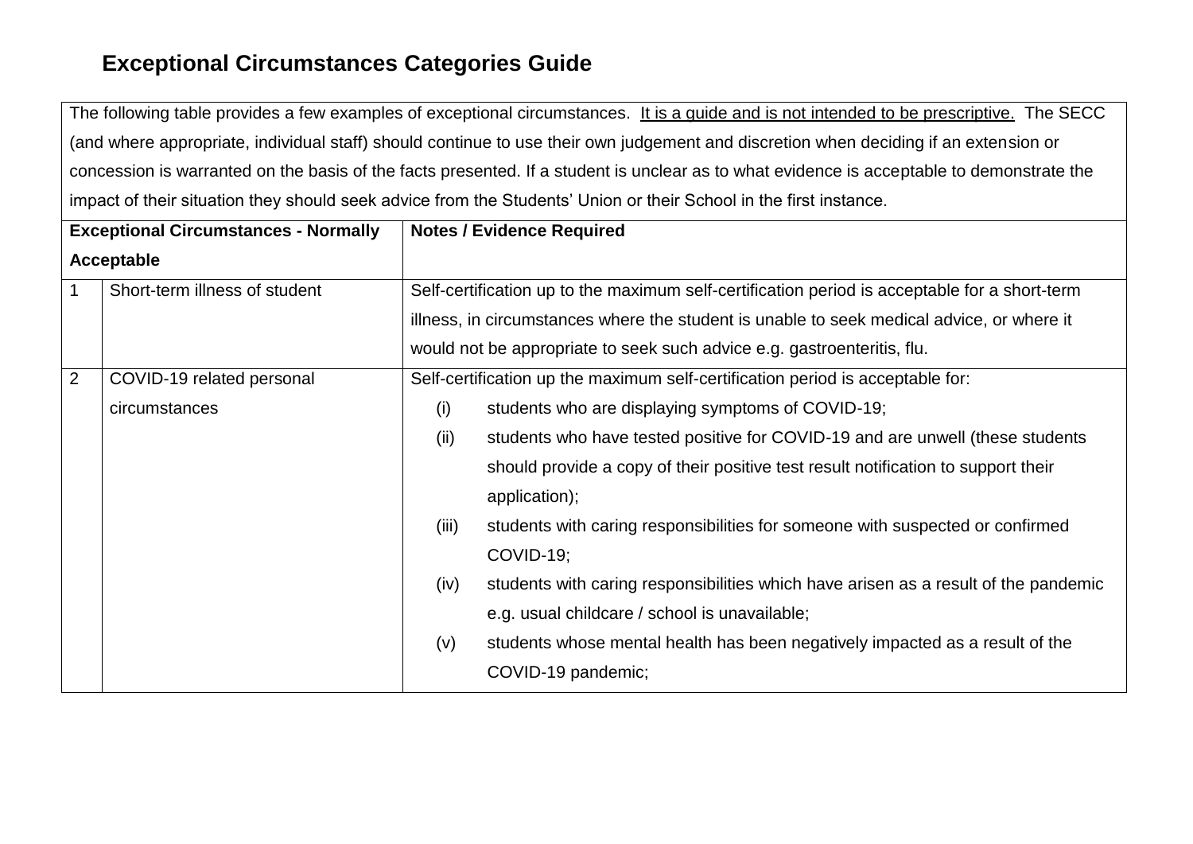# Exceptional Circumstances Categories Guide

The following table provides a few examples of exceptional circumstances. <u>It is a guide and is not intended to be prescriptive.</u> The SECC (and where appropriate, individual staff) should continue to use their own judgement and discretion when deciding if an extension or concession is warranted on the basis of the facts presented. If a student is unclear as to what evidence is acceptable to demonstrate the impact of their situation they should seek advice from the Students' Union or their School in the first instance.

| **Exceptional Circumstances - Normally Acceptable** | | **Notes / Evidence Required** |
|---|---|---|
| 1 | Short-term illness of student | Self-certification up to the maximum self-certification period is acceptable for a short-term illness, in circumstances where the student is unable to seek medical advice, or where it would not be appropriate to seek such advice e.g. gastroenteritis, flu. |
| 2 | COVID-19 related personal circumstances | Self-certification up the maximum self-certification period is acceptable for:<br>(i) students who are displaying symptoms of COVID-19;<br>(ii) students who have tested positive for COVID-19 and are unwell (these students should provide a copy of their positive test result notification to support their application);<br>(iii) students with caring responsibilities for someone with suspected or confirmed COVID-19;<br>(iv) students with caring responsibilities which have arisen as a result of the pandemic e.g. usual childcare / school is unavailable;<br>(v) students whose mental health has been negatively impacted as a result of the COVID-19 pandemic; |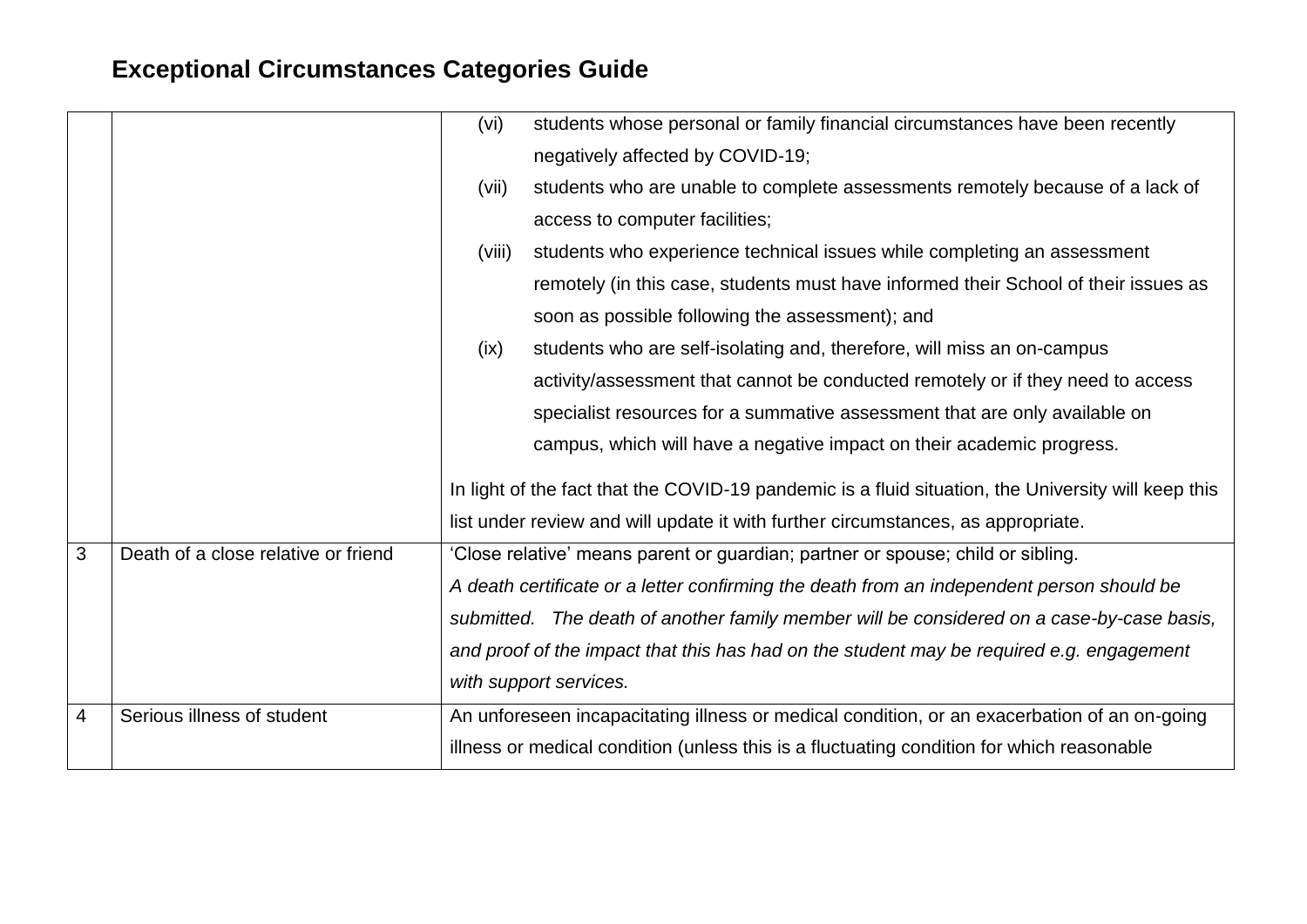# Exceptional Circumstances Categories Guide

| | | |
|---|---|---|
| | | (vi) students whose personal or family financial circumstances have been recently negatively affected by COVID-19;<br>(vii) students who are unable to complete assessments remotely because of a lack of access to computer facilities;<br>(viii) students who experience technical issues while completing an assessment remotely (in this case, students must have informed their School of their issues as soon as possible following the assessment); and<br>(ix) students who are self-isolating and, therefore, will miss an on-campus activity/assessment that cannot be conducted remotely or if they need to access specialist resources for a summative assessment that are only available on campus, which will have a negative impact on their academic progress.<br><br>In light of the fact that the COVID-19 pandemic is a fluid situation, the University will keep this list under review and will update it with further circumstances, as appropriate. |
| 3 | Death of a close relative or friend | 'Close relative' means parent or guardian; partner or spouse; child or sibling.<br>*A death certificate or a letter confirming the death from an independent person should be submitted. The death of another family member will be considered on a case-by-case basis, and proof of the impact that this has had on the student may be required e.g. engagement with support services.* |
| 4 | Serious illness of student | An unforeseen incapacitating illness or medical condition, or an exacerbation of an on-going illness or medical condition (unless this is a fluctuating condition for which reasonable |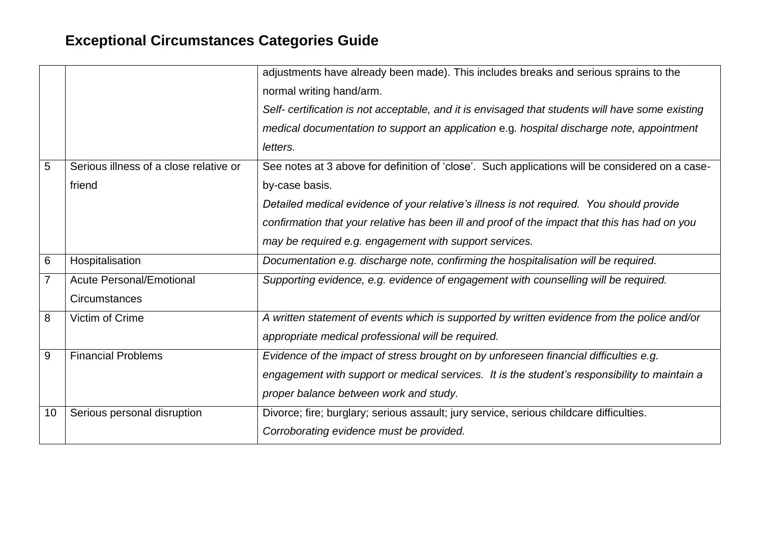# Exceptional Circumstances Categories Guide

| | | |
|---|---|---|
| | | adjustments have already been made). This includes breaks and serious sprains to the normal writing hand/arm. *Self- certification is not acceptable, and it is envisaged that students will have some existing medical documentation to support an application* e.g*. hospital discharge note, appointment letters.* |
| 5 | Serious illness of a close relative or friend | See notes at 3 above for definition of 'close'. Such applications will be considered on a case-by-case basis. *Detailed medical evidence of your relative's illness is not required. You should provide confirmation that your relative has been ill and proof of the impact that this has had on you may be required e.g. engagement with support services.* |
| 6 | Hospitalisation | *Documentation e.g. discharge note, confirming the hospitalisation will be required.* |
| 7 | Acute Personal/Emotional Circumstances | *Supporting evidence, e.g. evidence of engagement with counselling will be required.* |
| 8 | Victim of Crime | *A written statement of events which is supported by written evidence from the police and/or appropriate medical professional will be required.* |
| 9 | Financial Problems | *Evidence of the impact of stress brought on by unforeseen financial difficulties e.g. engagement with support or medical services. It is the student's responsibility to maintain a proper balance between work and study.* |
| 10 | Serious personal disruption | Divorce; fire; burglary; serious assault; jury service, serious childcare difficulties. *Corroborating evidence must be provided.* |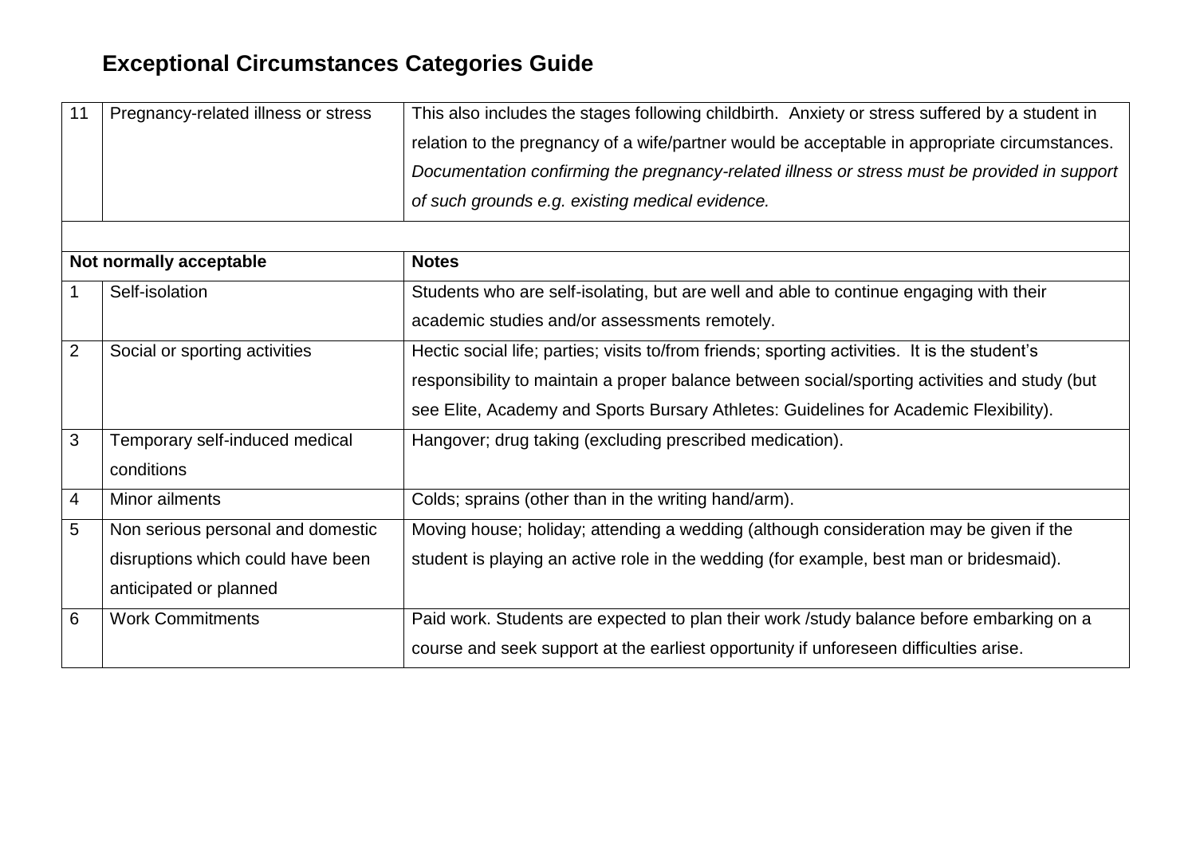# Exceptional Circumstances Categories Guide

| | | |
|---|---|---|
| 11 | Pregnancy-related illness or stress | This also includes the stages following childbirth. Anxiety or stress suffered by a student in relation to the pregnancy of a wife/partner would be acceptable in appropriate circumstances. *Documentation confirming the pregnancy-related illness or stress must be provided in support of such grounds e.g. existing medical evidence.* |
| | | |
| **Not normally acceptable** | | **Notes** |
| 1 | Self-isolation | Students who are self-isolating, but are well and able to continue engaging with their academic studies and/or assessments remotely. |
| 2 | Social or sporting activities | Hectic social life; parties; visits to/from friends; sporting activities. It is the student's responsibility to maintain a proper balance between social/sporting activities and study (but see Elite, Academy and Sports Bursary Athletes: Guidelines for Academic Flexibility). |
| 3 | Temporary self-induced medical conditions | Hangover; drug taking (excluding prescribed medication). |
| 4 | Minor ailments | Colds; sprains (other than in the writing hand/arm). |
| 5 | Non serious personal and domestic disruptions which could have been anticipated or planned | Moving house; holiday; attending a wedding (although consideration may be given if the student is playing an active role in the wedding (for example, best man or bridesmaid). |
| 6 | Work Commitments | Paid work. Students are expected to plan their work /study balance before embarking on a course and seek support at the earliest opportunity if unforeseen difficulties arise. |